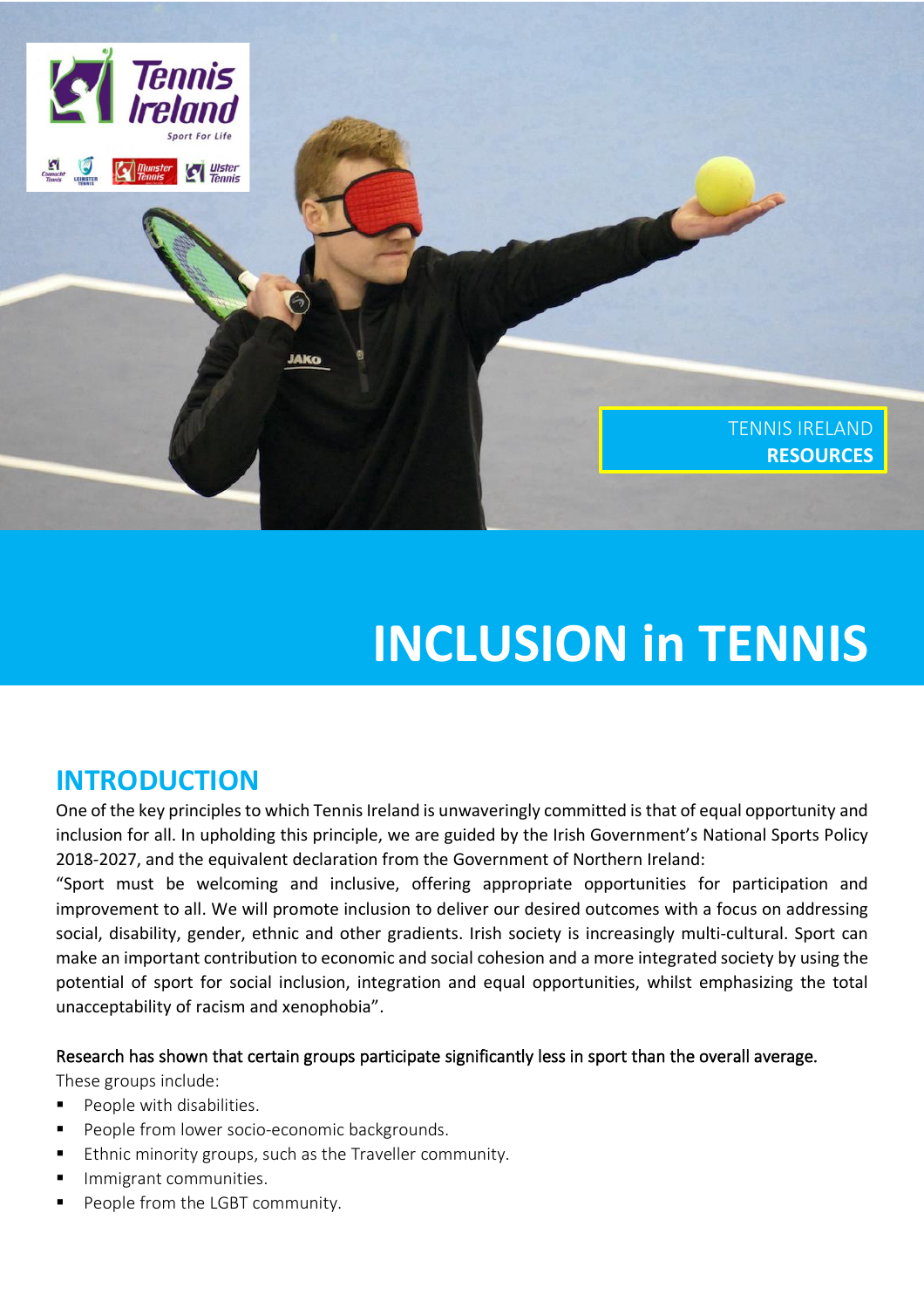Tennis Ireland
Sport For Life

TENNIS IRELAND **RESOURCES**

# INCLUSION in TENNIS

## INTRODUCTION

One of the key principles to which Tennis Ireland is unwaveringly committed is that of equal opportunity and inclusion for all. In upholding this principle, we are guided by the Irish Government's National Sports Policy 2018-2027, and the equivalent declaration from the Government of Northern Ireland:

"Sport must be welcoming and inclusive, offering appropriate opportunities for participation and improvement to all. We will promote inclusion to deliver our desired outcomes with a focus on addressing social, disability, gender, ethnic and other gradients. Irish society is increasingly multi-cultural. Sport can make an important contribution to economic and social cohesion and a more integrated society by using the potential of sport for social inclusion, integration and equal opportunities, whilst emphasizing the total unacceptability of racism and xenophobia".

Research has shown that certain groups participate significantly less in sport than the overall average.

These groups include:

- People with disabilities.
- People from lower socio-economic backgrounds.
- Ethnic minority groups, such as the Traveller community.
- Immigrant communities.
- People from the LGBT community.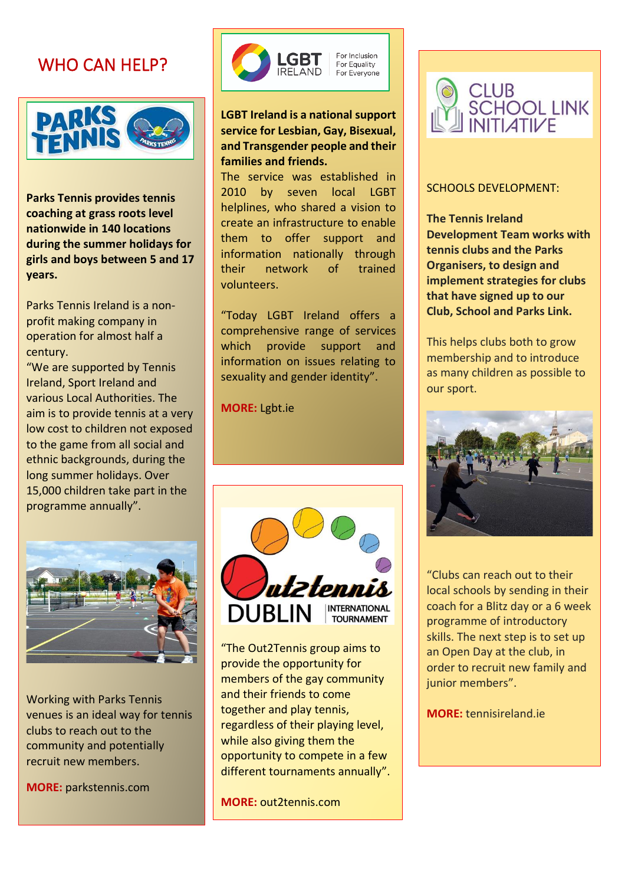# WHO CAN HELP?

**Parks Tennis provides tennis coaching at grass roots level nationwide in 140 locations during the summer holidays for girls and boys between 5 and 17 years.**

Parks Tennis Ireland is a non-profit making company in operation for almost half a century.

"We are supported by Tennis Ireland, Sport Ireland and various Local Authorities. The aim is to provide tennis at a very low cost to children not exposed to the game from all social and ethnic backgrounds, during the long summer holidays. Over 15,000 children take part in the programme annually".

Working with Parks Tennis venues is an ideal way for tennis clubs to reach out to the community and potentially recruit new members.

**MORE:** parkstennis.com

**LGBT Ireland is a national support service for Lesbian, Gay, Bisexual, and Transgender people and their families and friends.**

The service was established in 2010 by seven local LGBT helplines, who shared a vision to create an infrastructure to enable them to offer support and information nationally through their network of trained volunteers.

"Today LGBT Ireland offers a comprehensive range of services which provide support and information on issues relating to sexuality and gender identity".

**MORE:** Lgbt.ie

"The Out2Tennis group aims to provide the opportunity for members of the gay community and their friends to come together and play tennis, regardless of their playing level, while also giving them the opportunity to compete in a few different tournaments annually".

**MORE:** out2tennis.com

SCHOOLS DEVELOPMENT:

**The Tennis Ireland Development Team works with tennis clubs and the Parks Organisers, to design and implement strategies for clubs that have signed up to our Club, School and Parks Link.**

This helps clubs both to grow membership and to introduce as many children as possible to our sport.

"Clubs can reach out to their local schools by sending in their coach for a Blitz day or a 6 week programme of introductory skills. The next step is to set up an Open Day at the club, in order to recruit new family and junior members".

**MORE:** tennisireland.ie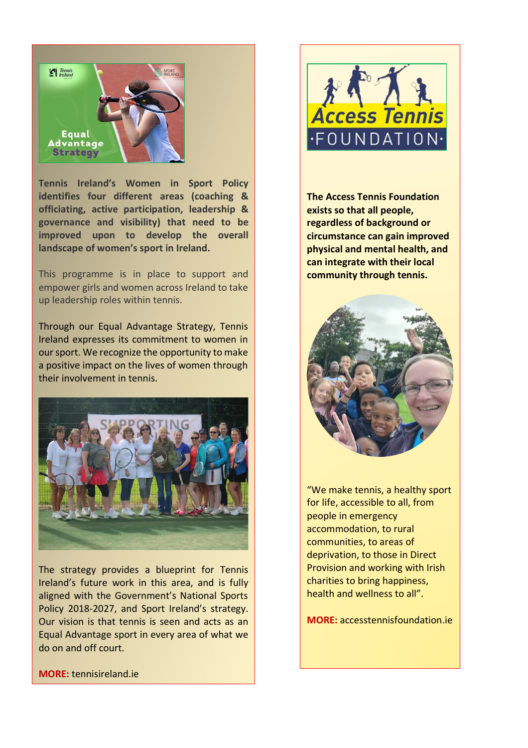**Tennis Ireland's Women in Sport Policy identifies four different areas (coaching & officiating, active participation, leadership & governance and visibility) that need to be improved upon to develop the overall landscape of women's sport in Ireland.**

This programme is in place to support and empower girls and women across Ireland to take up leadership roles within tennis.

Through our Equal Advantage Strategy, Tennis Ireland expresses its commitment to women in our sport. We recognize the opportunity to make a positive impact on the lives of women through their involvement in tennis.

The strategy provides a blueprint for Tennis Ireland's future work in this area, and is fully aligned with the Government's National Sports Policy 2018-2027, and Sport Ireland's strategy. Our vision is that tennis is seen and acts as an Equal Advantage sport in every area of what we do on and off court.

**MORE:** tennisireland.ie

**The Access Tennis Foundation exists so that all people, regardless of background or circumstance can gain improved physical and mental health, and can integrate with their local community through tennis.**

"We make tennis, a healthy sport for life, accessible to all, from people in emergency accommodation, to rural communities, to areas of deprivation, to those in Direct Provision and working with Irish charities to bring happiness, health and wellness to all".

**MORE:** accesstennisfoundation.ie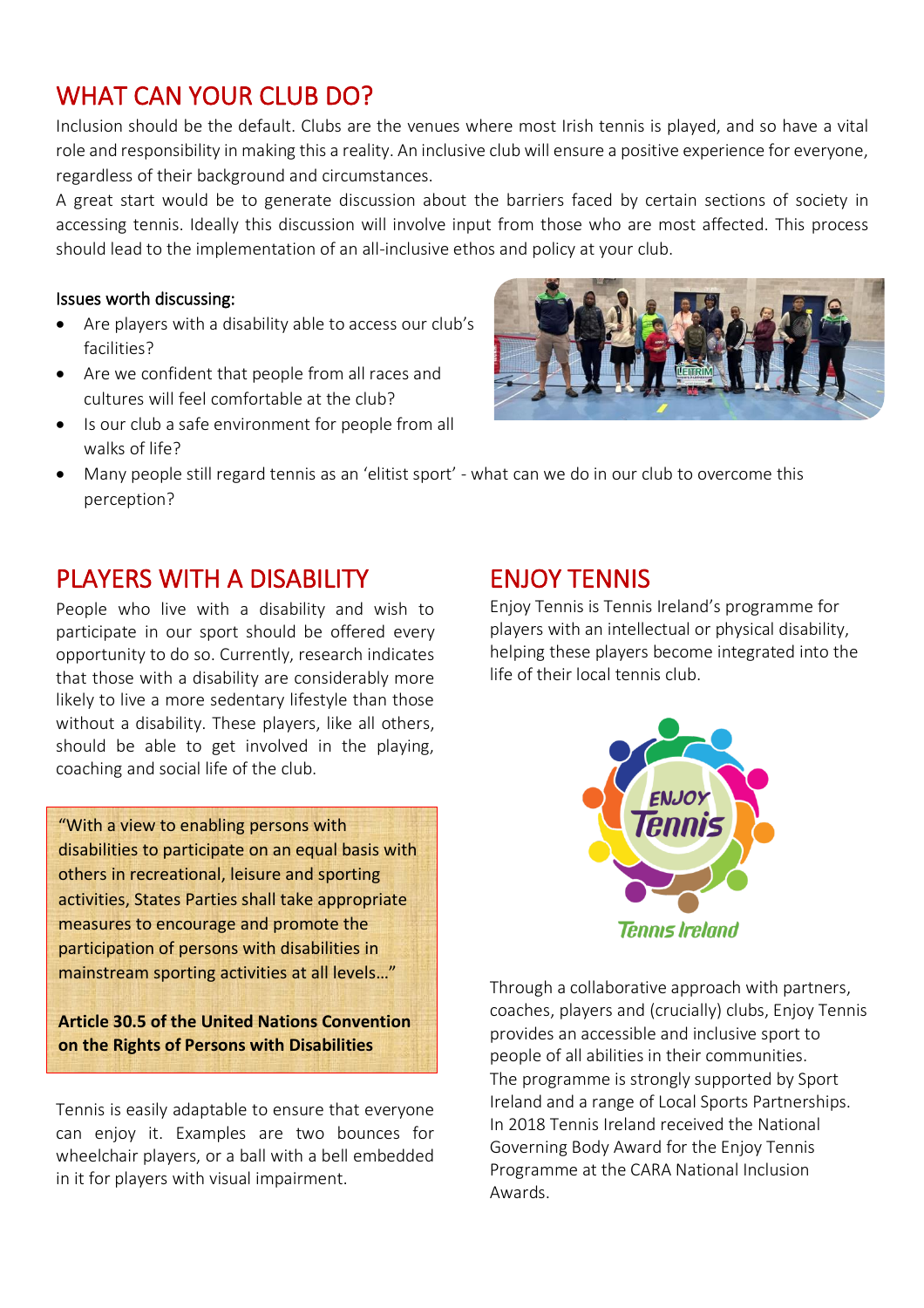## WHAT CAN YOUR CLUB DO?

Inclusion should be the default. Clubs are the venues where most Irish tennis is played, and so have a vital role and responsibility in making this a reality. An inclusive club will ensure a positive experience for everyone, regardless of their background and circumstances.

A great start would be to generate discussion about the barriers faced by certain sections of society in accessing tennis. Ideally this discussion will involve input from those who are most affected. This process should lead to the implementation of an all-inclusive ethos and policy at your club.

Issues worth discussing:

- Are players with a disability able to access our club's facilities?
- Are we confident that people from all races and cultures will feel comfortable at the club?
- Is our club a safe environment for people from all walks of life?
- Many people still regard tennis as an 'elitist sport' - what can we do in our club to overcome this perception?

## PLAYERS WITH A DISABILITY

People who live with a disability and wish to participate in our sport should be offered every opportunity to do so. Currently, research indicates that those with a disability are considerably more likely to live a more sedentary lifestyle than those without a disability. These players, like all others, should be able to get involved in the playing, coaching and social life of the club.

> "With a view to enabling persons with disabilities to participate on an equal basis with others in recreational, leisure and sporting activities, States Parties shall take appropriate measures to encourage and promote the participation of persons with disabilities in mainstream sporting activities at all levels…"
>
> **Article 30.5 of the United Nations Convention on the Rights of Persons with Disabilities**

Tennis is easily adaptable to ensure that everyone can enjoy it. Examples are two bounces for wheelchair players, or a ball with a bell embedded in it for players with visual impairment.

## ENJOY TENNIS

Enjoy Tennis is Tennis Ireland's programme for players with an intellectual or physical disability, helping these players become integrated into the life of their local tennis club.

Through a collaborative approach with partners, coaches, players and (crucially) clubs, Enjoy Tennis provides an accessible and inclusive sport to people of all abilities in their communities.

The programme is strongly supported by Sport Ireland and a range of Local Sports Partnerships. In 2018 Tennis Ireland received the National Governing Body Award for the Enjoy Tennis Programme at the CARA National Inclusion Awards.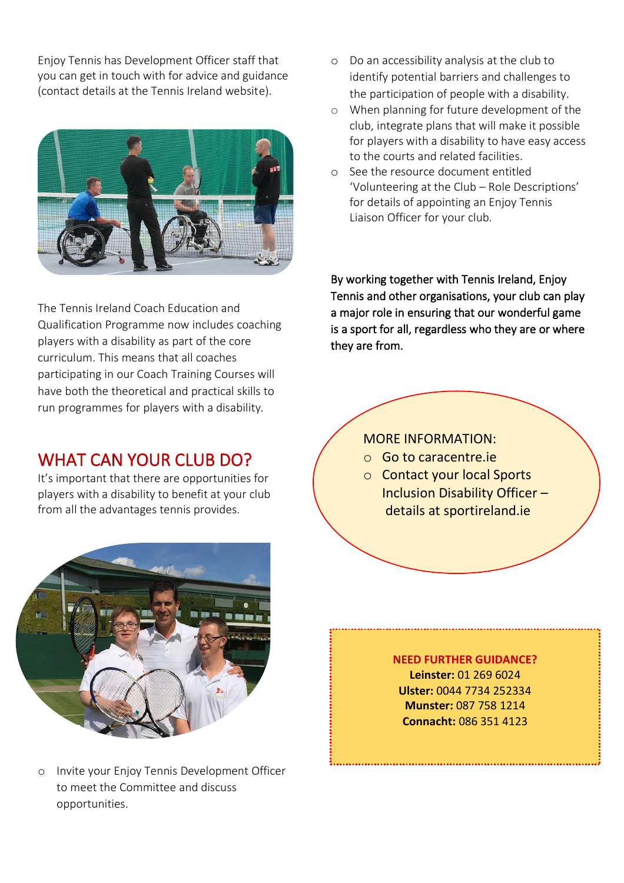Enjoy Tennis has Development Officer staff that you can get in touch with for advice and guidance (contact details at the Tennis Ireland website).

The Tennis Ireland Coach Education and Qualification Programme now includes coaching players with a disability as part of the core curriculum. This means that all coaches participating in our Coach Training Courses will have both the theoretical and practical skills to run programmes for players with a disability.

## WHAT CAN YOUR CLUB DO?

It's important that there are opportunities for players with a disability to benefit at your club from all the advantages tennis provides.

- Invite your Enjoy Tennis Development Officer to meet the Committee and discuss opportunities.
- Do an accessibility analysis at the club to identify potential barriers and challenges to the participation of people with a disability.
- When planning for future development of the club, integrate plans that will make it possible for players with a disability to have easy access to the courts and related facilities.
- See the resource document entitled 'Volunteering at the Club – Role Descriptions' for details of appointing an Enjoy Tennis Liaison Officer for your club.

By working together with Tennis Ireland, Enjoy Tennis and other organisations, your club can play a major role in ensuring that our wonderful game is a sport for all, regardless who they are or where they are from.

MORE INFORMATION:

- Go to caracentre.ie
- Contact your local Sports Inclusion Disability Officer – details at sportireland.ie

**NEED FURTHER GUIDANCE?**

**Leinster:** 01 269 6024
**Ulster:** 0044 7734 252334
**Munster:** 087 758 1214
**Connacht:** 086 351 4123